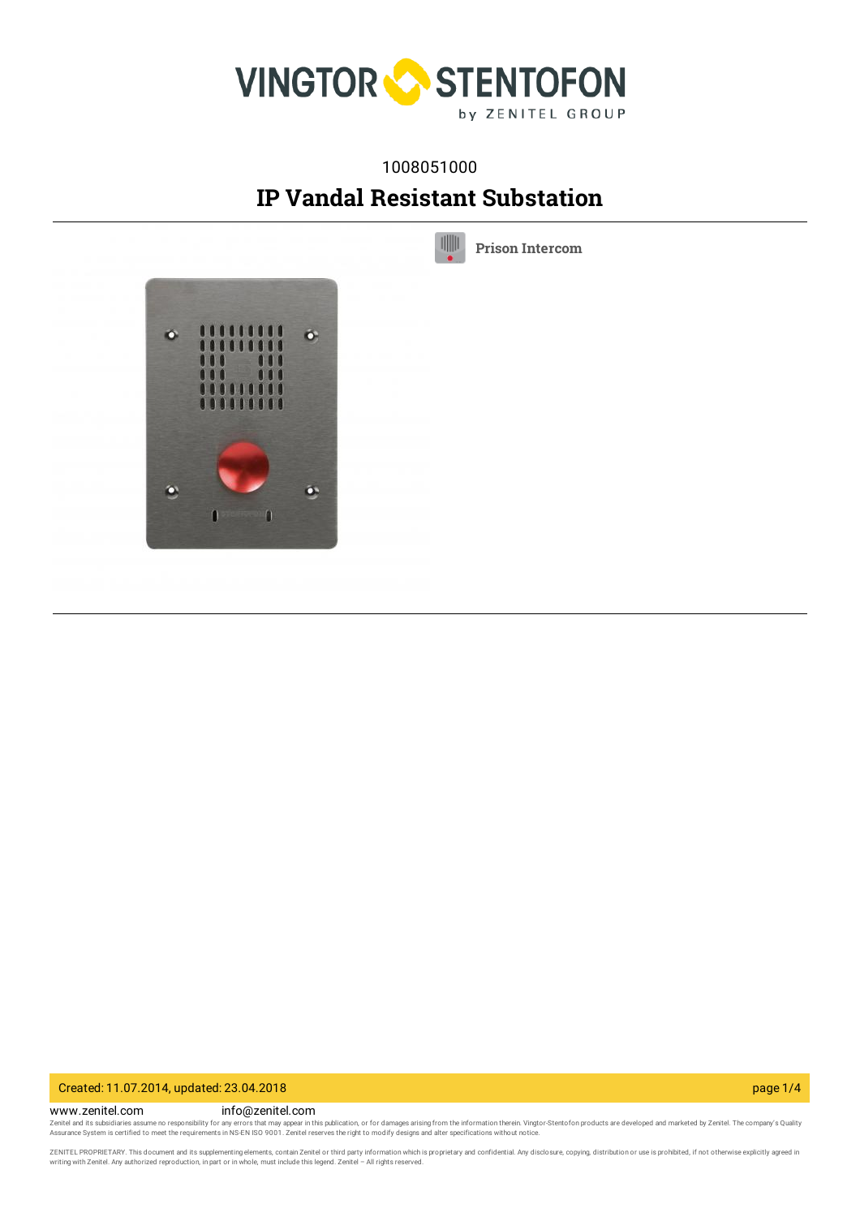1008051000

# IP Vandal Resistant Substation

Prison Intercom

www.zenitel.com info@zenitel.com

Zenitel and its subsidiaries assume no responsibility for any errors that may appear in this publication, or for damages arising from the information therein. Vingtor-Stentofon products are developed and marketed by Zenitel. The company's Quality Assurance System is certified to meet the requirements in NS-EN ISO 9001. Zenitel reserves the right to modify designs and alter specifications without notice.

ZENITEL PROPRIETARY. This document and its supplementing elements, contain Zenitel or third party information which is proprietary and confidential. Any disclosure, copying, distribution or use is prohibited, if not otherwise explicitly agreed in writing with Zenitel. Any authorized reproduction, in part or in whole, must include this legend. Zenitel – All rights reserved.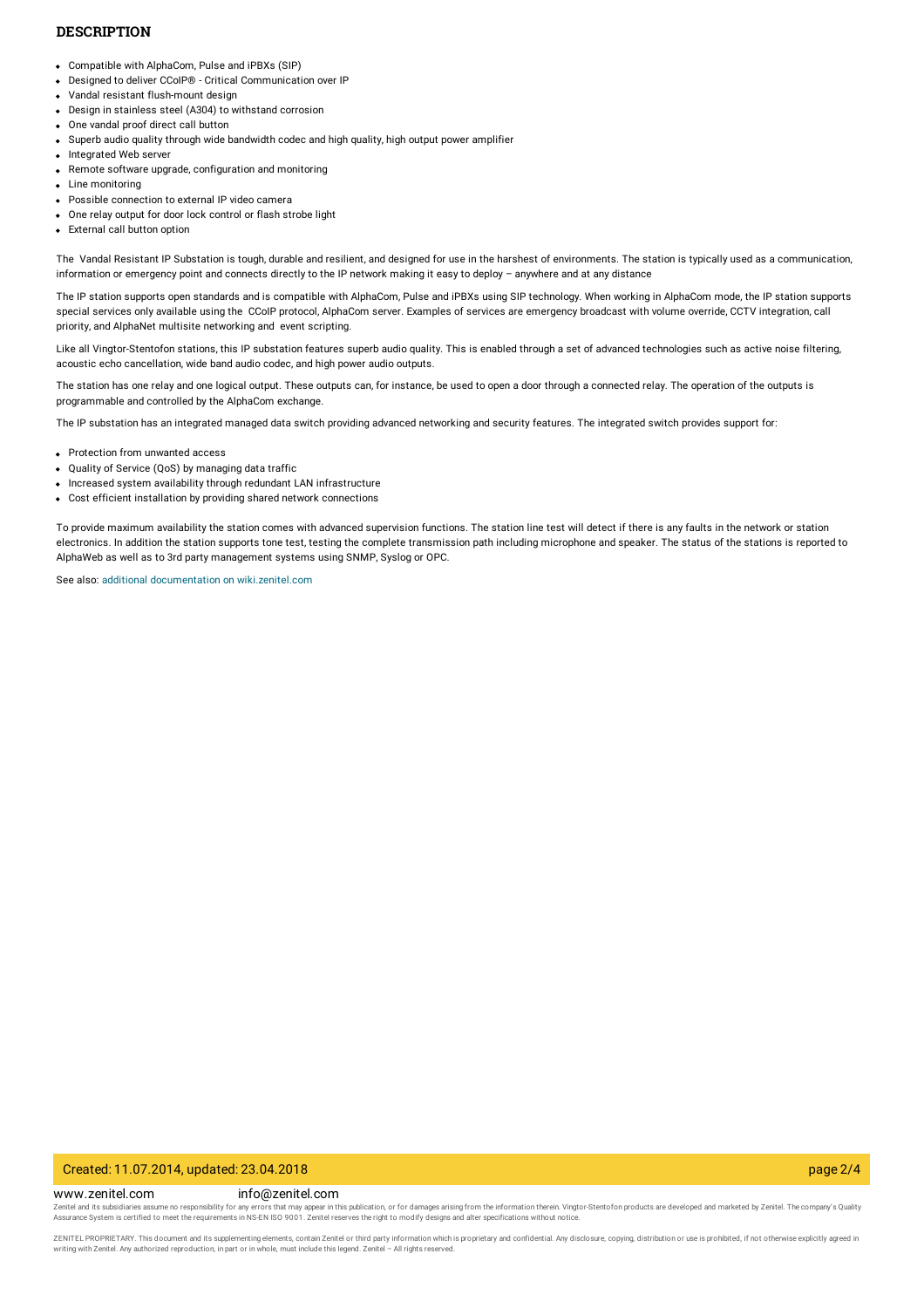## DESCRIPTION

- Compatible with AlphaCom, Pulse and iPBXs (SIP)
- Designed to deliver CCoIP® - Critical Communication over IP
- Vandal resistant flush-mount design
- Design in stainless steel (A304) to withstand corrosion
- One vandal proof direct call button
- Superb audio quality through wide bandwidth codec and high quality, high output power amplifier
- Integrated Web server
- Remote software upgrade, configuration and monitoring
- Line monitoring
- Possible connection to external IP video camera
- One relay output for door lock control or flash strobe light
- External call button option

The Vandal Resistant IP Substation is tough, durable and resilient, and designed for use in the harshest of environments. The station is typically used as a communication, information or emergency point and connects directly to the IP network making it easy to deploy – anywhere and at any distance

The IP station supports open standards and is compatible with AlphaCom, Pulse and iPBXs using SIP technology. When working in AlphaCom mode, the IP station supports special services only available using the CCoIP protocol, AlphaCom server. Examples of services are emergency broadcast with volume override, CCTV integration, call priority, and AlphaNet multisite networking and event scripting.

Like all Vingtor-Stentofon stations, this IP substation features superb audio quality. This is enabled through a set of advanced technologies such as active noise filtering, acoustic echo cancellation, wide band audio codec, and high power audio outputs.

The station has one relay and one logical output. These outputs can, for instance, be used to open a door through a connected relay. The operation of the outputs is programmable and controlled by the AlphaCom exchange.

The IP substation has an integrated managed data switch providing advanced networking and security features. The integrated switch provides support for:

- Protection from unwanted access
- Quality of Service (QoS) by managing data traffic
- Increased system availability through redundant LAN infrastructure
- Cost efficient installation by providing shared network connections

To provide maximum availability the station comes with advanced supervision functions. The station line test will detect if there is any faults in the network or station electronics. In addition the station supports tone test, testing the complete transmission path including microphone and speaker. The status of the stations is reported to AlphaWeb as well as to 3rd party management systems using SNMP, Syslog or OPC.

See also: additional documentation on wiki.zenitel.com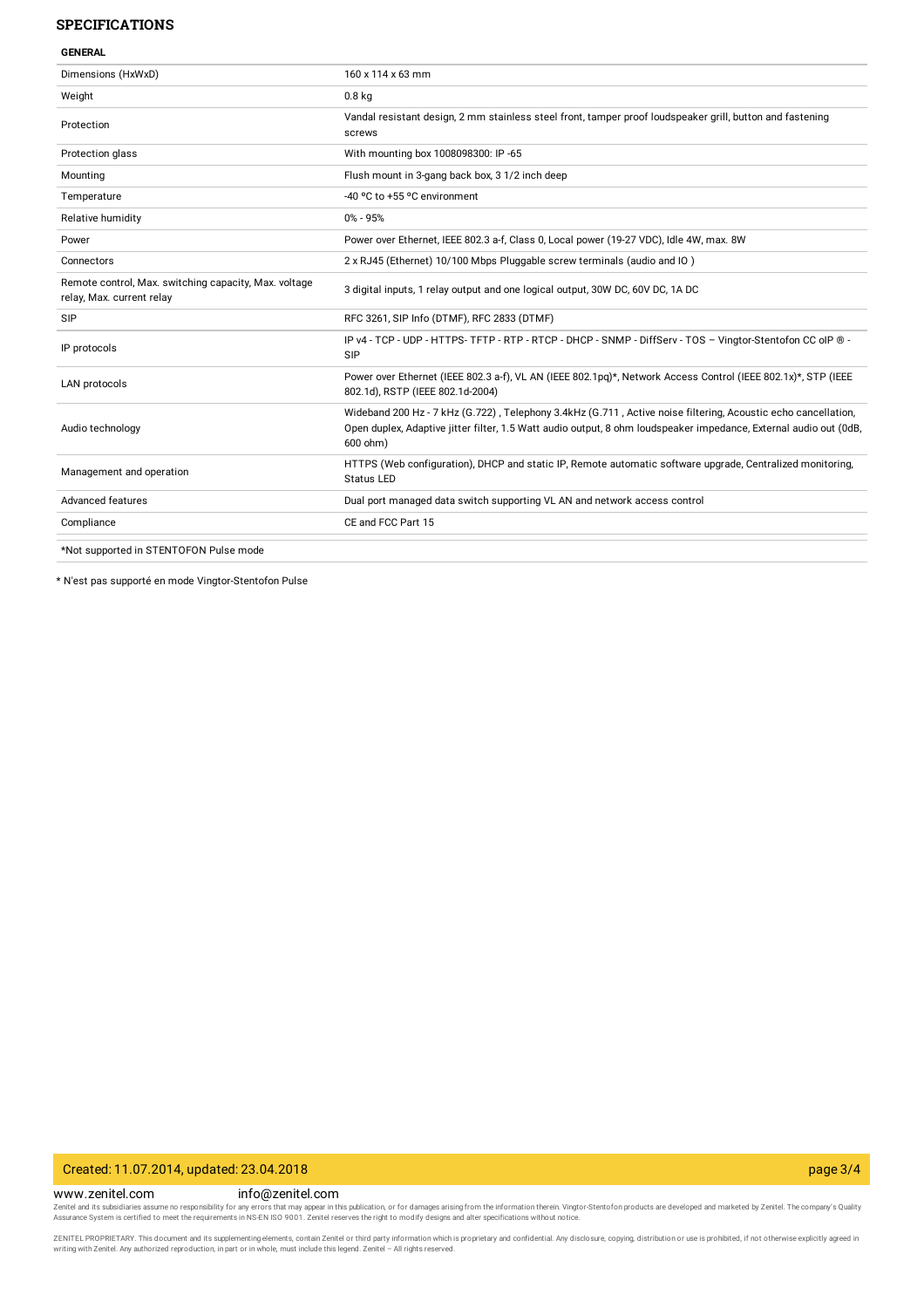## SPECIFICATIONS

### GENERAL

| | |
|---|---|
| Dimensions (HxWxD) | 160 x 114 x 63 mm |
| Weight | 0.8 kg |
| Protection | Vandal resistant design, 2 mm stainless steel front, tamper proof loudspeaker grill, button and fastening screws |
| Protection glass | With mounting box 1008098300: IP -65 |
| Mounting | Flush mount in 3-gang back box, 3 1/2 inch deep |
| Temperature | -40 ºC to +55 ºC environment |
| Relative humidity | 0% - 95% |
| Power | Power over Ethernet, IEEE 802.3 a-f, Class 0, Local power (19-27 VDC), Idle 4W, max. 8W |
| Connectors | 2 x RJ45 (Ethernet) 10/100 Mbps Pluggable screw terminals (audio and IO ) |
| Remote control, Max. switching capacity, Max. voltage relay, Max. current relay | 3 digital inputs, 1 relay output and one logical output, 30W DC, 60V DC, 1A DC |
| SIP | RFC 3261, SIP Info (DTMF), RFC 2833 (DTMF) |
| IP protocols | IP v4 - TCP - UDP - HTTPS- TFTP - RTP - RTCP - DHCP - SNMP - DiffServ - TOS – Vingtor-Stentofon CC oIP ® - SIP |
| LAN protocols | Power over Ethernet (IEEE 802.3 a-f), VL AN (IEEE 802.1pq)*, Network Access Control (IEEE 802.1x)*, STP (IEEE 802.1d), RSTP (IEEE 802.1d-2004) |
| Audio technology | Wideband 200 Hz - 7 kHz (G.722) , Telephony 3.4kHz (G.711 , Active noise filtering, Acoustic echo cancellation, Open duplex, Adaptive jitter filter, 1.5 Watt audio output, 8 ohm loudspeaker impedance, External audio out (0dB, 600 ohm) |
| Management and operation | HTTPS (Web configuration), DHCP and static IP, Remote automatic software upgrade, Centralized monitoring, Status LED |
| Advanced features | Dual port managed data switch supporting VL AN and network access control |
| Compliance | CE and FCC Part 15 |

*Not supported in STENTOFON Pulse mode

* N'est pas supporté en mode Vingtor-Stentofon Pulse

Created: 11.07.2014, updated: 23.04.2018

www.zenitel.com info@zenitel.com

Zenitel and its subsidiaries assume no responsibility for any errors that may appear in this publication, or for damages arising from the information therein. Vingtor-Stentofon products are developed and marketed by Zenitel. The company's Quality Assurance System is certified to meet the requirements in NS-EN ISO 9001. Zenitel reserves the right to modify designs and alter specifications without notice.

ZENITEL PROPRIETARY. This document and its supplementing elements, contain Zenitel or third party information which is proprietary and confidential. Any disclosure, copying, distribution or use is prohibited, if not otherwise explicitly agreed in writing with Zenitel. Any authorized reproduction, in part or in whole, must include this legend. Zenitel – All rights reserved.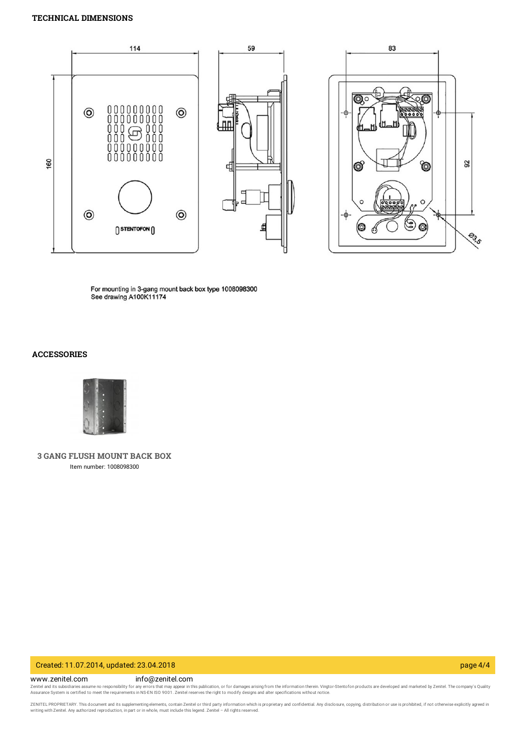### TECHNICAL DIMENSIONS

114

59

83

160

92

Ø3,5

STENTOFON

For mounting in 3-gang mount back box type 1008098300
See drawing A100K11174

### ACCESSORIES

**3 GANG FLUSH MOUNT BACK BOX**

Item number: 1008098300

Created: 11.07.2014, updated: 23.04.2018

www.zenitel.com info@zenitel.com

Zenitel and its subsidiaries assume no responsibility for any errors that may appear in this publication, or for damages arising from the information therein. Vingtor-Stentofon products are developed and marketed by Zenitel. The company's Quality Assurance System is certified to meet the requirements in NS-EN ISO 9001. Zenitel reserves the right to modify designs and alter specifications without notice.

ZENITEL PROPRIETARY. This document and its supplementing elements, contain Zenitel or third party information which is proprietary and confidential. Any disclosure, copying, distribution or use is prohibited, if not otherwise explicitly agreed in writing with Zenitel. Any authorized reproduction, in part or in whole, must include this legend. Zenitel – All rights reserved.